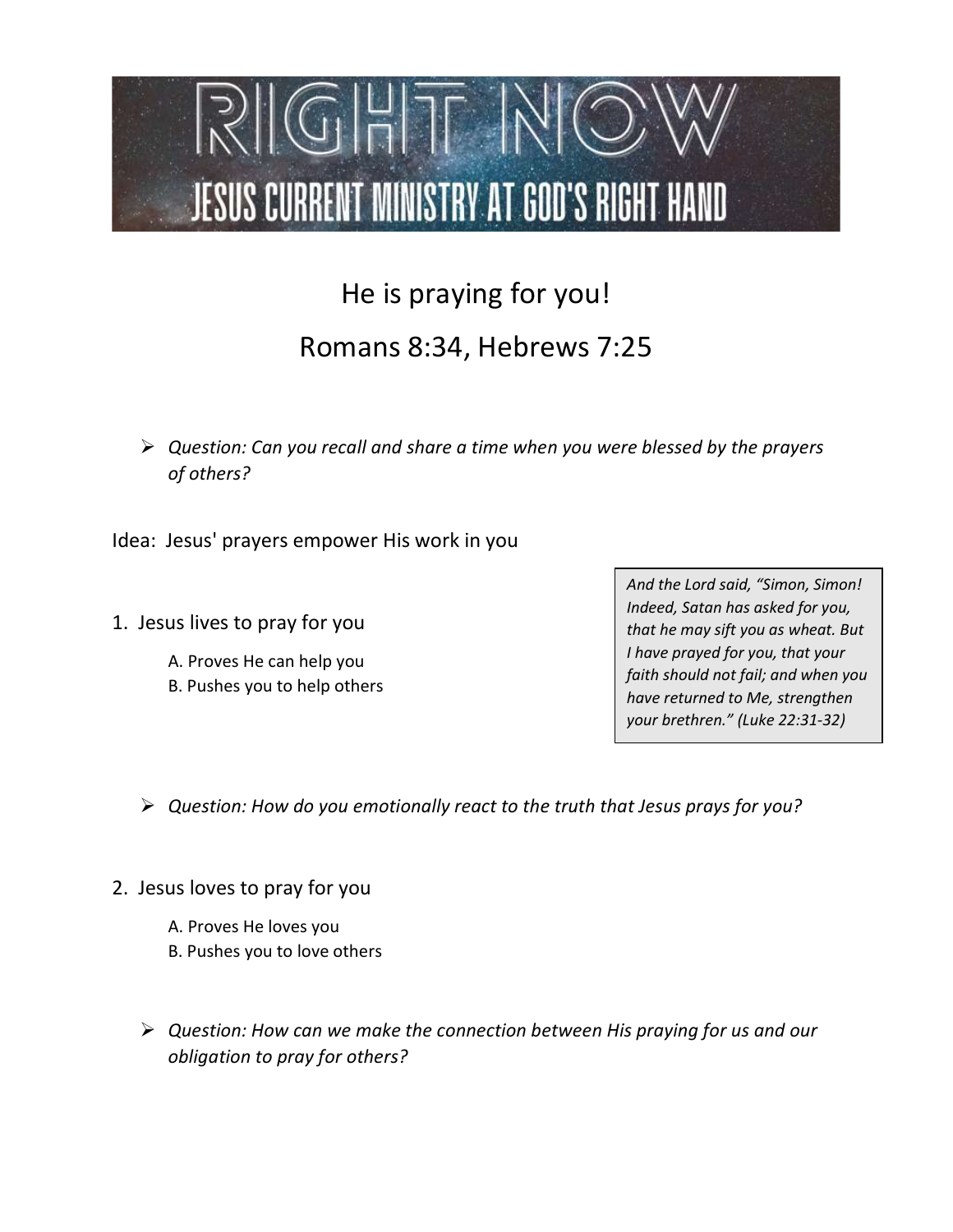# RIGHT NOW

## JESUS CURRENT MINISTRY AT GOD'S RIGHT HAND

## He is praying for you!

## Romans 8:34, Hebrews 7:25

- *Question: Can you recall and share a time when you were blessed by the prayers of others?*

Idea: Jesus' prayers empower His work in you

> *And the Lord said, "Simon, Simon! Indeed, Satan has asked for you, that he may sift you as wheat. But I have prayed for you, that your faith should not fail; and when you have returned to Me, strengthen your brethren." (Luke 22:31-32)*

1. Jesus lives to pray for you
   - A. Proves He can help you
   - B. Pushes you to help others

- *Question: How do you emotionally react to the truth that Jesus prays for you?*

2. Jesus loves to pray for you
   - A. Proves He loves you
   - B. Pushes you to love others

- *Question: How can we make the connection between His praying for us and our obligation to pray for others?*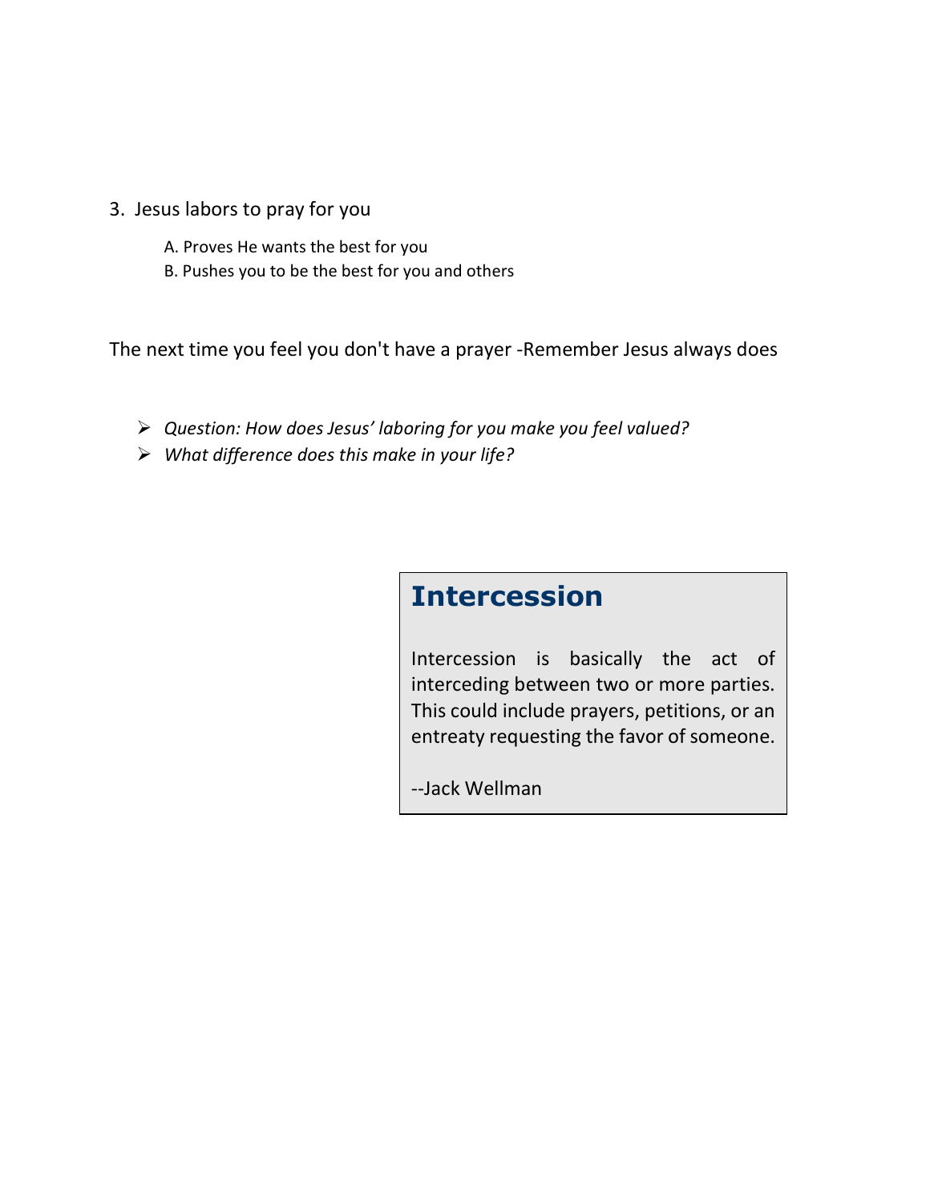3. Jesus labors to pray for you

   A. Proves He wants the best for you
   B. Pushes you to be the best for you and others

The next time you feel you don't have a prayer -Remember Jesus always does

- *Question: How does Jesus' laboring for you make you feel valued?*
- *What difference does this make in your life?*

> ## Intercession
>
> Intercession is basically the act of interceding between two or more parties. This could include prayers, petitions, or an entreaty requesting the favor of someone.
>
> --Jack Wellman